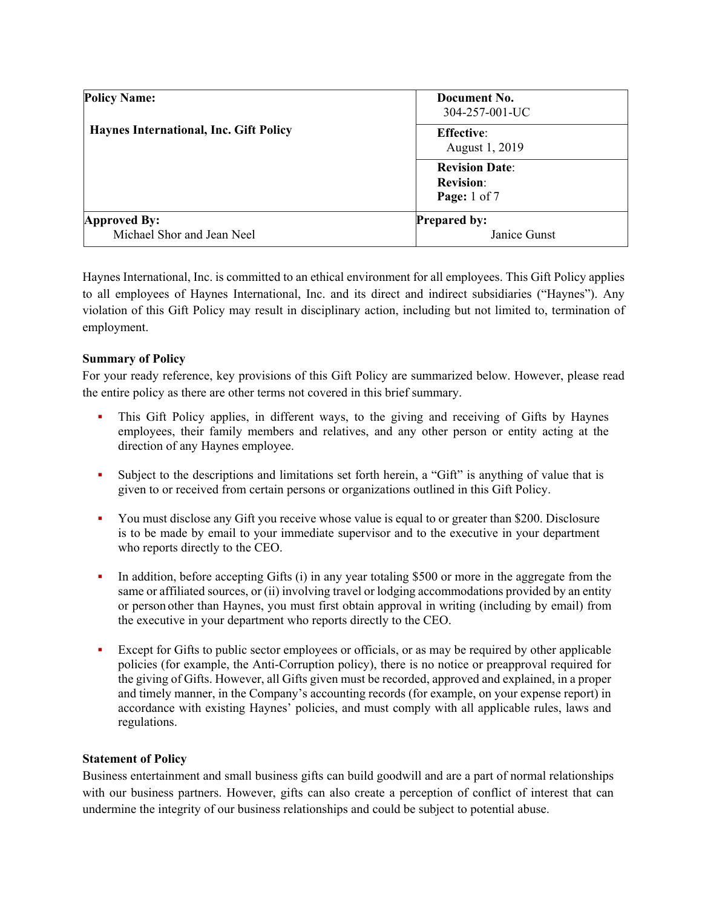| Policy Name: Haynes International, Inc. Gift Policy | Document No. 304-257-001-UC |
|---|---|
| | **Effective**: August 1, 2019 |
| | **Revision Date**: <br> **Revision**: <br> **Page:** 1 of 7 |
| **Approved By:** Michael Shor and Jean Neel | **Prepared by:** Janice Gunst |

Haynes International, Inc. is committed to an ethical environment for all employees. This Gift Policy applies to all employees of Haynes International, Inc. and its direct and indirect subsidiaries ("Haynes"). Any violation of this Gift Policy may result in disciplinary action, including but not limited to, termination of employment.

**Summary of Policy**

For your ready reference, key provisions of this Gift Policy are summarized below. However, please read the entire policy as there are other terms not covered in this brief summary.

- This Gift Policy applies, in different ways, to the giving and receiving of Gifts by Haynes employees, their family members and relatives, and any other person or entity acting at the direction of any Haynes employee.

- Subject to the descriptions and limitations set forth herein, a "Gift" is anything of value that is given to or received from certain persons or organizations outlined in this Gift Policy.

- You must disclose any Gift you receive whose value is equal to or greater than $200. Disclosure is to be made by email to your immediate supervisor and to the executive in your department who reports directly to the CEO.

- In addition, before accepting Gifts (i) in any year totaling $500 or more in the aggregate from the same or affiliated sources, or (ii) involving travel or lodging accommodations provided by an entity or person other than Haynes, you must first obtain approval in writing (including by email) from the executive in your department who reports directly to the CEO.

- Except for Gifts to public sector employees or officials, or as may be required by other applicable policies (for example, the Anti-Corruption policy), there is no notice or preapproval required for the giving of Gifts. However, all Gifts given must be recorded, approved and explained, in a proper and timely manner, in the Company's accounting records (for example, on your expense report) in accordance with existing Haynes' policies, and must comply with all applicable rules, laws and regulations.

**Statement of Policy**

Business entertainment and small business gifts can build goodwill and are a part of normal relationships with our business partners. However, gifts can also create a perception of conflict of interest that can undermine the integrity of our business relationships and could be subject to potential abuse.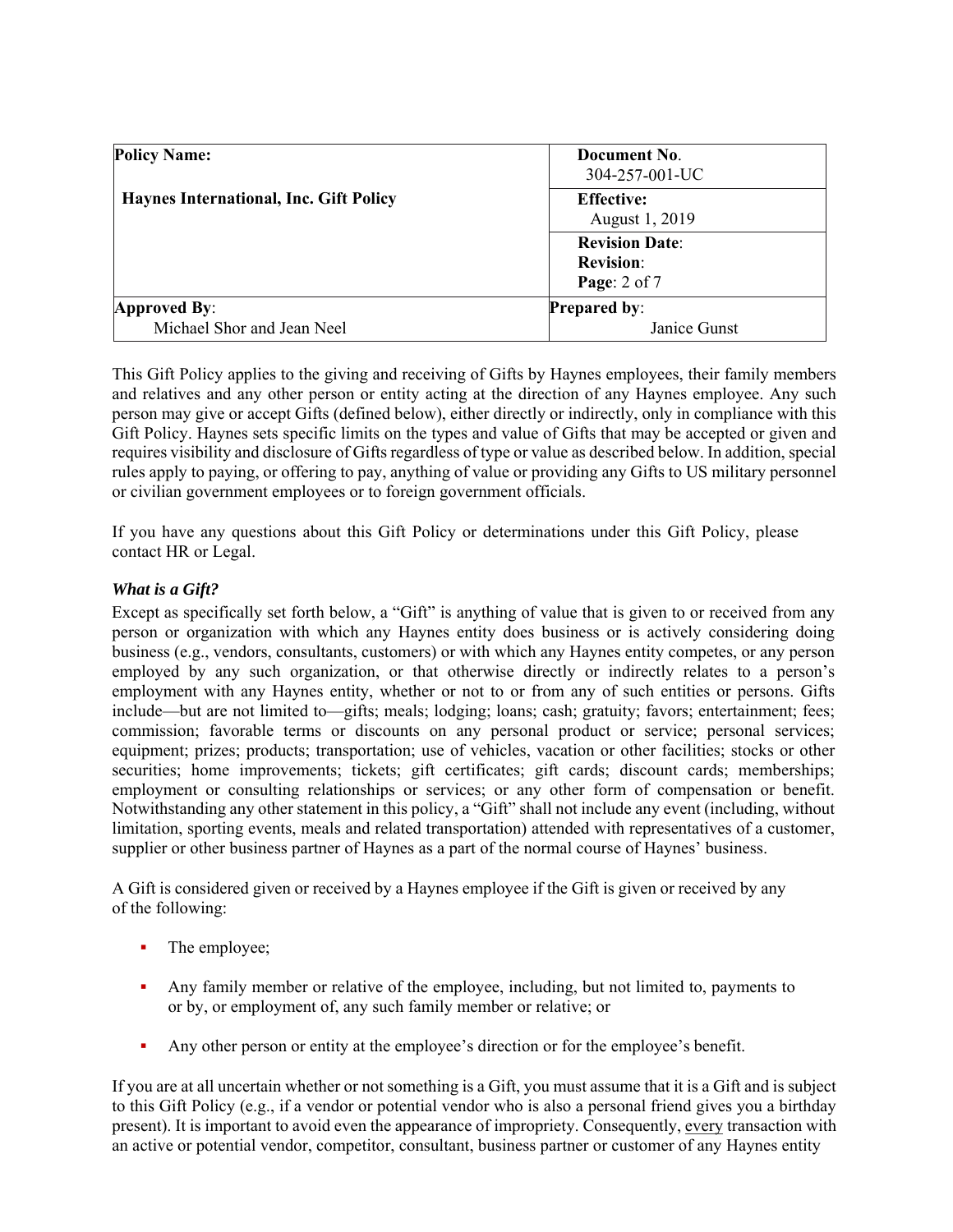This Gift Policy applies to the giving and receiving of Gifts by Haynes employees, their family members and relatives and any other person or entity acting at the direction of any Haynes employee. Any such person may give or accept Gifts (defined below), either directly or indirectly, only in compliance with this Gift Policy. Haynes sets specific limits on the types and value of Gifts that may be accepted or given and requires visibility and disclosure of Gifts regardless of type or value as described below. In addition, special rules apply to paying, or offering to pay, anything of value or providing any Gifts to US military personnel or civilian government employees or to foreign government officials.

If you have any questions about this Gift Policy or determinations under this Gift Policy, please contact HR or Legal.

***What is a Gift?***

Except as specifically set forth below, a "Gift" is anything of value that is given to or received from any person or organization with which any Haynes entity does business or is actively considering doing business (e.g., vendors, consultants, customers) or with which any Haynes entity competes, or any person employed by any such organization, or that otherwise directly or indirectly relates to a person's employment with any Haynes entity, whether or not to or from any of such entities or persons. Gifts include—but are not limited to—gifts; meals; lodging; loans; cash; gratuity; favors; entertainment; fees; commission; favorable terms or discounts on any personal product or service; personal services; equipment; prizes; products; transportation; use of vehicles, vacation or other facilities; stocks or other securities; home improvements; tickets; gift certificates; gift cards; discount cards; memberships; employment or consulting relationships or services; or any other form of compensation or benefit. Notwithstanding any other statement in this policy, a "Gift" shall not include any event (including, without limitation, sporting events, meals and related transportation) attended with representatives of a customer, supplier or other business partner of Haynes as a part of the normal course of Haynes' business.

A Gift is considered given or received by a Haynes employee if the Gift is given or received by any of the following:

- The employee;
- Any family member or relative of the employee, including, but not limited to, payments to or by, or employment of, any such family member or relative; or
- Any other person or entity at the employee's direction or for the employee's benefit.

If you are at all uncertain whether or not something is a Gift, you must assume that it is a Gift and is subject to this Gift Policy (e.g., if a vendor or potential vendor who is also a personal friend gives you a birthday present). It is important to avoid even the appearance of impropriety. Consequently, <u>every</u> transaction with an active or potential vendor, competitor, consultant, business partner or customer of any Haynes entity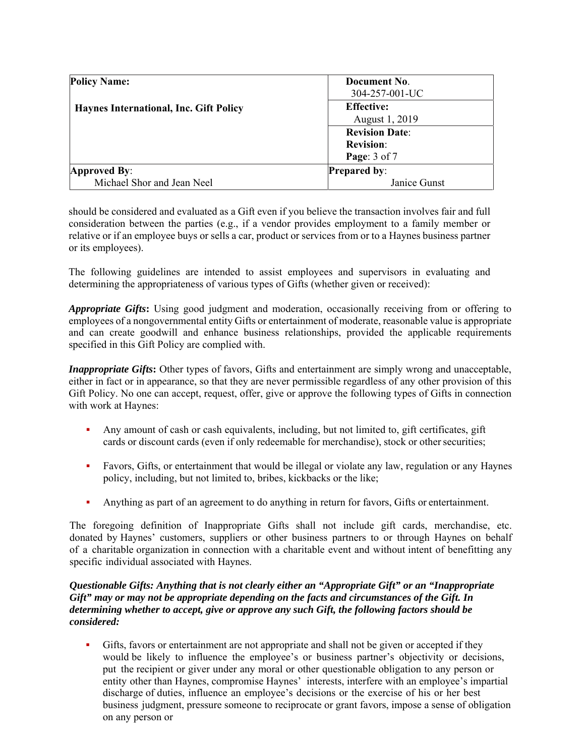should be considered and evaluated as a Gift even if you believe the transaction involves fair and full consideration between the parties (e.g., if a vendor provides employment to a family member or relative or if an employee buys or sells a car, product or services from or to a Haynes business partner or its employees).

The following guidelines are intended to assist employees and supervisors in evaluating and determining the appropriateness of various types of Gifts (whether given or received):

***Appropriate Gifts*:** Using good judgment and moderation, occasionally receiving from or offering to employees of a nongovernmental entity Gifts or entertainment of moderate, reasonable value is appropriate and can create goodwill and enhance business relationships, provided the applicable requirements specified in this Gift Policy are complied with.

***Inappropriate Gifts*:** Other types of favors, Gifts and entertainment are simply wrong and unacceptable, either in fact or in appearance, so that they are never permissible regardless of any other provision of this Gift Policy. No one can accept, request, offer, give or approve the following types of Gifts in connection with work at Haynes:

- Any amount of cash or cash equivalents, including, but not limited to, gift certificates, gift cards or discount cards (even if only redeemable for merchandise), stock or other securities;
- Favors, Gifts, or entertainment that would be illegal or violate any law, regulation or any Haynes policy, including, but not limited to, bribes, kickbacks or the like;
- Anything as part of an agreement to do anything in return for favors, Gifts or entertainment.

The foregoing definition of Inappropriate Gifts shall not include gift cards, merchandise, etc. donated by Haynes' customers, suppliers or other business partners to or through Haynes on behalf of a charitable organization in connection with a charitable event and without intent of benefitting any specific individual associated with Haynes.

***Questionable Gifts: Anything that is not clearly either an "Appropriate Gift" or an "Inappropriate Gift" may or may not be appropriate depending on the facts and circumstances of the Gift. In determining whether to accept, give or approve any such Gift, the following factors should be considered:***

- Gifts, favors or entertainment are not appropriate and shall not be given or accepted if they would be likely to influence the employee's or business partner's objectivity or decisions, put the recipient or giver under any moral or other questionable obligation to any person or entity other than Haynes, compromise Haynes' interests, interfere with an employee's impartial discharge of duties, influence an employee's decisions or the exercise of his or her best business judgment, pressure someone to reciprocate or grant favors, impose a sense of obligation on any person or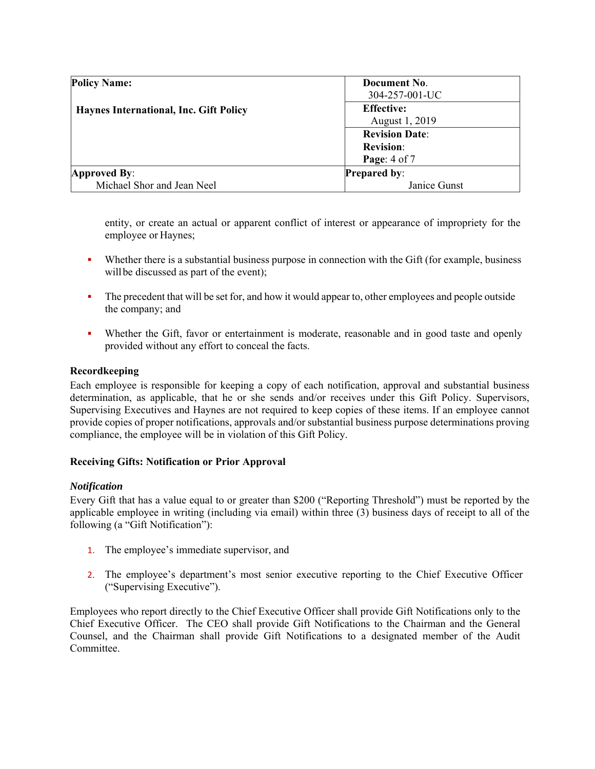entity, or create an actual or apparent conflict of interest or appearance of impropriety for the employee or Haynes;

- Whether there is a substantial business purpose in connection with the Gift (for example, business will be discussed as part of the event);
- The precedent that will be set for, and how it would appear to, other employees and people outside the company; and
- Whether the Gift, favor or entertainment is moderate, reasonable and in good taste and openly provided without any effort to conceal the facts.

**Recordkeeping**

Each employee is responsible for keeping a copy of each notification, approval and substantial business determination, as applicable, that he or she sends and/or receives under this Gift Policy. Supervisors, Supervising Executives and Haynes are not required to keep copies of these items. If an employee cannot provide copies of proper notifications, approvals and/or substantial business purpose determinations proving compliance, the employee will be in violation of this Gift Policy.

**Receiving Gifts: Notification or Prior Approval**

***Notification***

Every Gift that has a value equal to or greater than $200 ("Reporting Threshold") must be reported by the applicable employee in writing (including via email) within three (3) business days of receipt to all of the following (a "Gift Notification"):

1. The employee's immediate supervisor, and
2. The employee's department's most senior executive reporting to the Chief Executive Officer ("Supervising Executive").

Employees who report directly to the Chief Executive Officer shall provide Gift Notifications only to the Chief Executive Officer. The CEO shall provide Gift Notifications to the Chairman and the General Counsel, and the Chairman shall provide Gift Notifications to a designated member of the Audit Committee.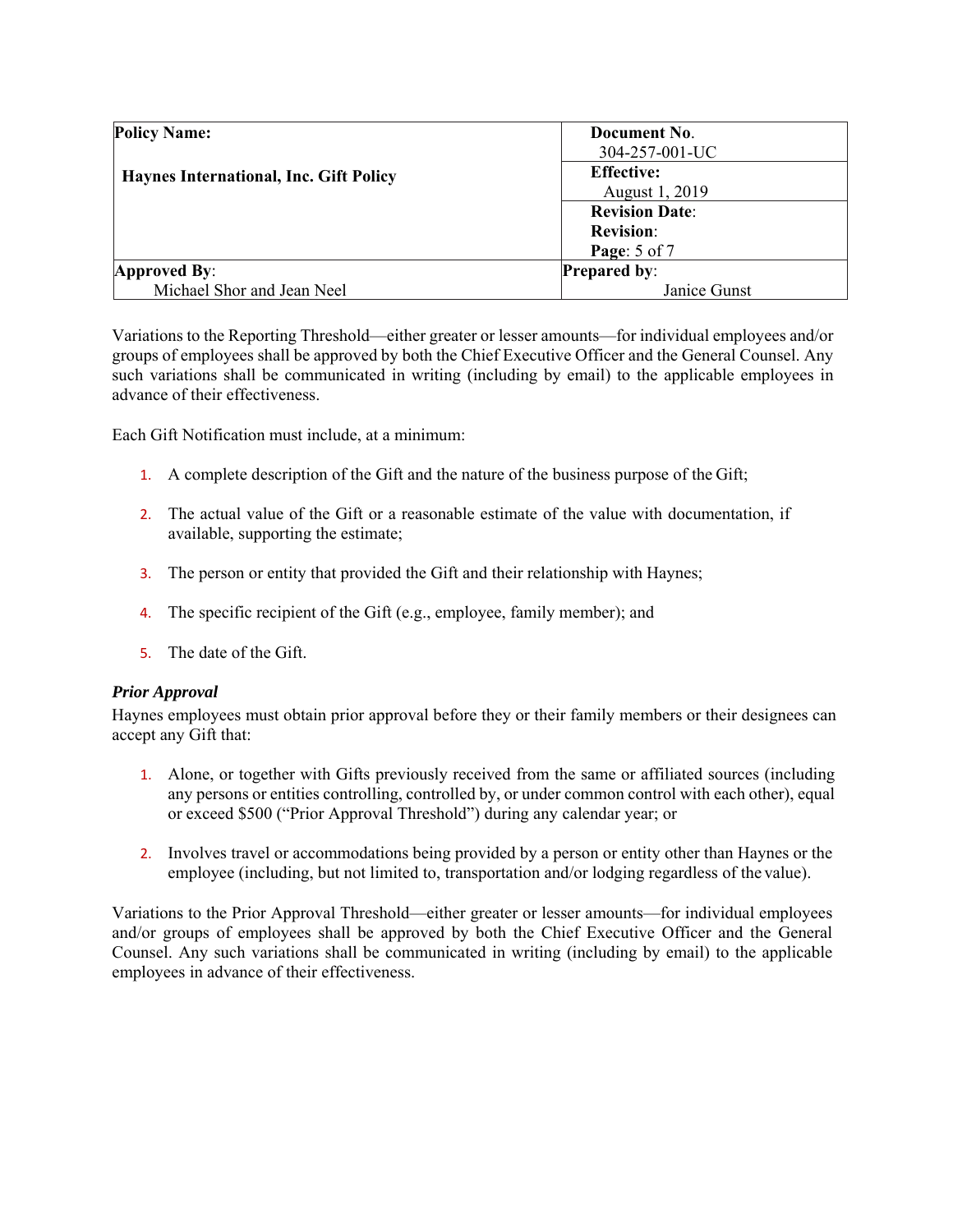| **Policy Name:** | **Document No.** 304-257-001-UC |
| --- | --- |
| **Haynes International, Inc. Gift Policy** | **Effective:** August 1, 2019 |
| | **Revision Date:** **Revision:** **Page:** 5 of 7 |
| **Approved By:** Michael Shor and Jean Neel | **Prepared by:** Janice Gunst |

Variations to the Reporting Threshold—either greater or lesser amounts—for individual employees and/or groups of employees shall be approved by both the Chief Executive Officer and the General Counsel. Any such variations shall be communicated in writing (including by email) to the applicable employees in advance of their effectiveness.

Each Gift Notification must include, at a minimum:

1. A complete description of the Gift and the nature of the business purpose of the Gift;

2. The actual value of the Gift or a reasonable estimate of the value with documentation, if available, supporting the estimate;

3. The person or entity that provided the Gift and their relationship with Haynes;

4. The specific recipient of the Gift (e.g., employee, family member); and

5. The date of the Gift.

***Prior Approval***

Haynes employees must obtain prior approval before they or their family members or their designees can accept any Gift that:

1. Alone, or together with Gifts previously received from the same or affiliated sources (including any persons or entities controlling, controlled by, or under common control with each other), equal or exceed $500 ("Prior Approval Threshold") during any calendar year; or

2. Involves travel or accommodations being provided by a person or entity other than Haynes or the employee (including, but not limited to, transportation and/or lodging regardless of the value).

Variations to the Prior Approval Threshold—either greater or lesser amounts—for individual employees and/or groups of employees shall be approved by both the Chief Executive Officer and the General Counsel. Any such variations shall be communicated in writing (including by email) to the applicable employees in advance of their effectiveness.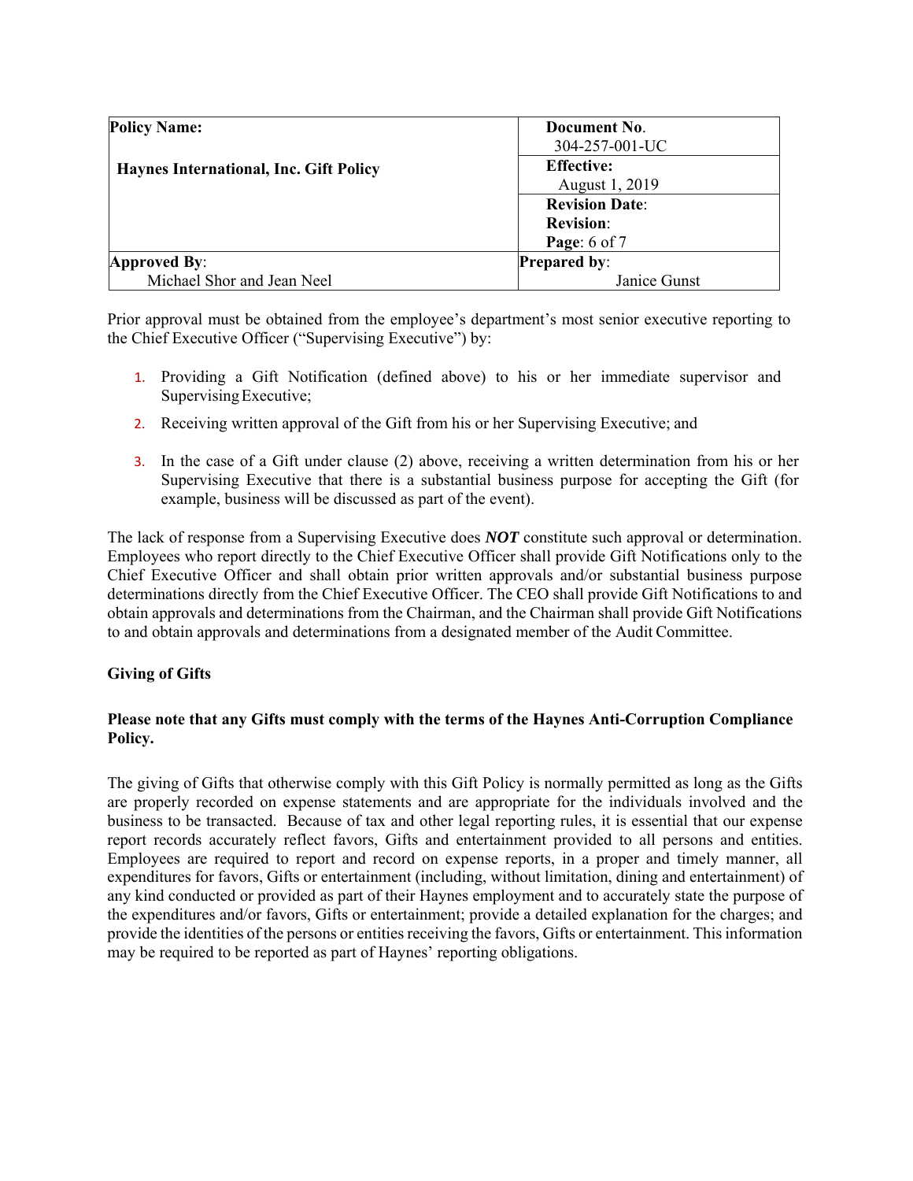| Policy Name: | Document No. 304-257-001-UC |
| --- | --- |
| **Haynes International, Inc. Gift Policy** | **Effective:** August 1, 2019 |
| | **Revision Date**: |
| | **Revision**: |
| | **Page**: 6 of 7 |
| **Approved By**: Michael Shor and Jean Neel | **Prepared by**: Janice Gunst |

Prior approval must be obtained from the employee's department's most senior executive reporting to the Chief Executive Officer ("Supervising Executive") by:

1. Providing a Gift Notification (defined above) to his or her immediate supervisor and Supervising Executive;
2. Receiving written approval of the Gift from his or her Supervising Executive; and
3. In the case of a Gift under clause (2) above, receiving a written determination from his or her Supervising Executive that there is a substantial business purpose for accepting the Gift (for example, business will be discussed as part of the event).

The lack of response from a Supervising Executive does ***NOT*** constitute such approval or determination. Employees who report directly to the Chief Executive Officer shall provide Gift Notifications only to the Chief Executive Officer and shall obtain prior written approvals and/or substantial business purpose determinations directly from the Chief Executive Officer. The CEO shall provide Gift Notifications to and obtain approvals and determinations from the Chairman, and the Chairman shall provide Gift Notifications to and obtain approvals and determinations from a designated member of the Audit Committee.

**Giving of Gifts**

**Please note that any Gifts must comply with the terms of the Haynes Anti-Corruption Compliance Policy.**

The giving of Gifts that otherwise comply with this Gift Policy is normally permitted as long as the Gifts are properly recorded on expense statements and are appropriate for the individuals involved and the business to be transacted. Because of tax and other legal reporting rules, it is essential that our expense report records accurately reflect favors, Gifts and entertainment provided to all persons and entities. Employees are required to report and record on expense reports, in a proper and timely manner, all expenditures for favors, Gifts or entertainment (including, without limitation, dining and entertainment) of any kind conducted or provided as part of their Haynes employment and to accurately state the purpose of the expenditures and/or favors, Gifts or entertainment; provide a detailed explanation for the charges; and provide the identities of the persons or entities receiving the favors, Gifts or entertainment. This information may be required to be reported as part of Haynes' reporting obligations.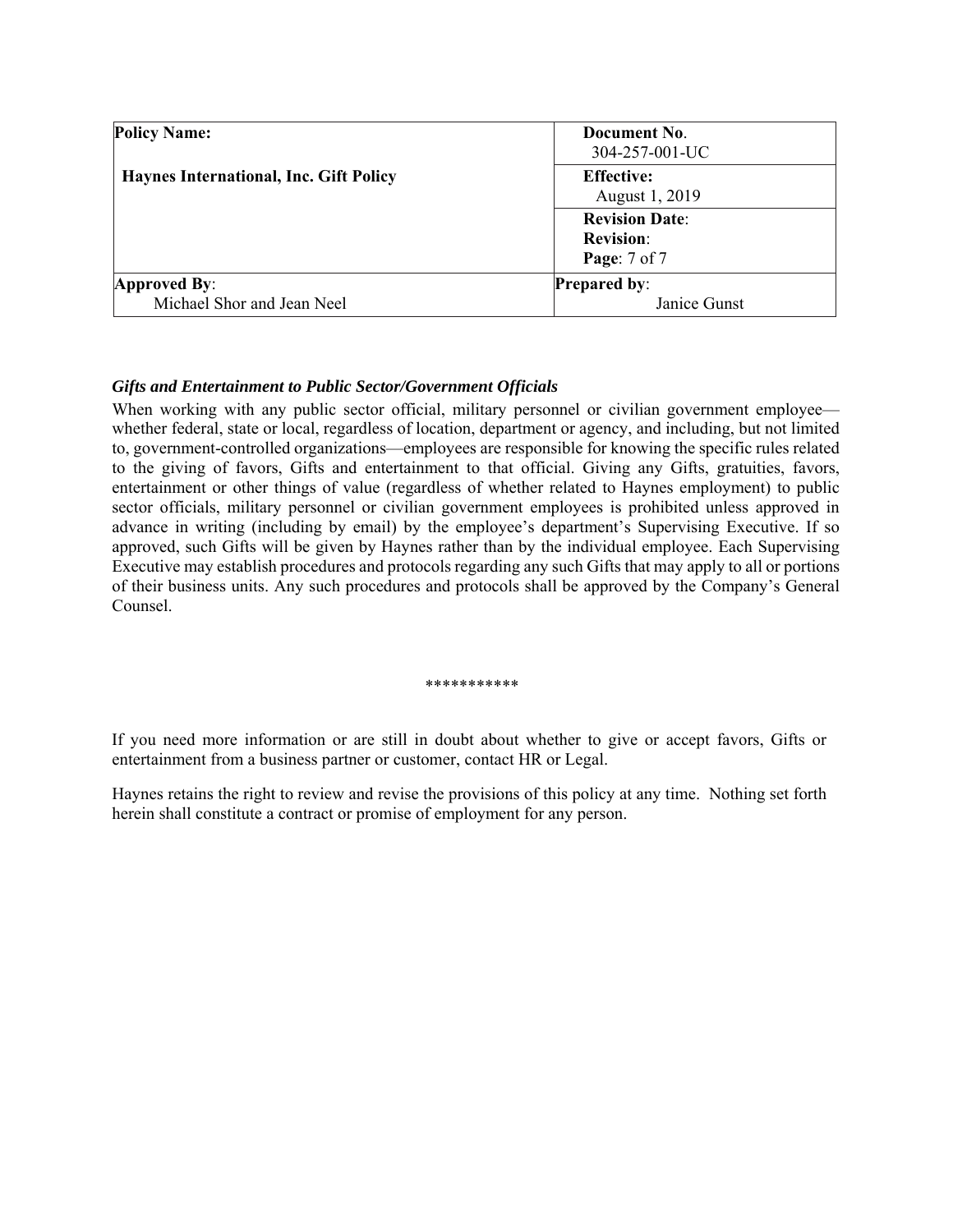| Policy Name: | Document No. 304-257-001-UC |
| --- | --- |
| **Haynes International, Inc. Gift Policy** | **Effective:** August 1, 2019 |
| | **Revision Date**: **Revision**: **Page**: 7 of 7 |
| **Approved By**: Michael Shor and Jean Neel | **Prepared by**: Janice Gunst |

***Gifts and Entertainment to Public Sector/Government Officials***

When working with any public sector official, military personnel or civilian government employee—whether federal, state or local, regardless of location, department or agency, and including, but not limited to, government-controlled organizations—employees are responsible for knowing the specific rules related to the giving of favors, Gifts and entertainment to that official. Giving any Gifts, gratuities, favors, entertainment or other things of value (regardless of whether related to Haynes employment) to public sector officials, military personnel or civilian government employees is prohibited unless approved in advance in writing (including by email) by the employee's department's Supervising Executive. If so approved, such Gifts will be given by Haynes rather than by the individual employee. Each Supervising Executive may establish procedures and protocols regarding any such Gifts that may apply to all or portions of their business units. Any such procedures and protocols shall be approved by the Company's General Counsel.

***********

If you need more information or are still in doubt about whether to give or accept favors, Gifts or entertainment from a business partner or customer, contact HR or Legal.

Haynes retains the right to review and revise the provisions of this policy at any time. Nothing set forth herein shall constitute a contract or promise of employment for any person.